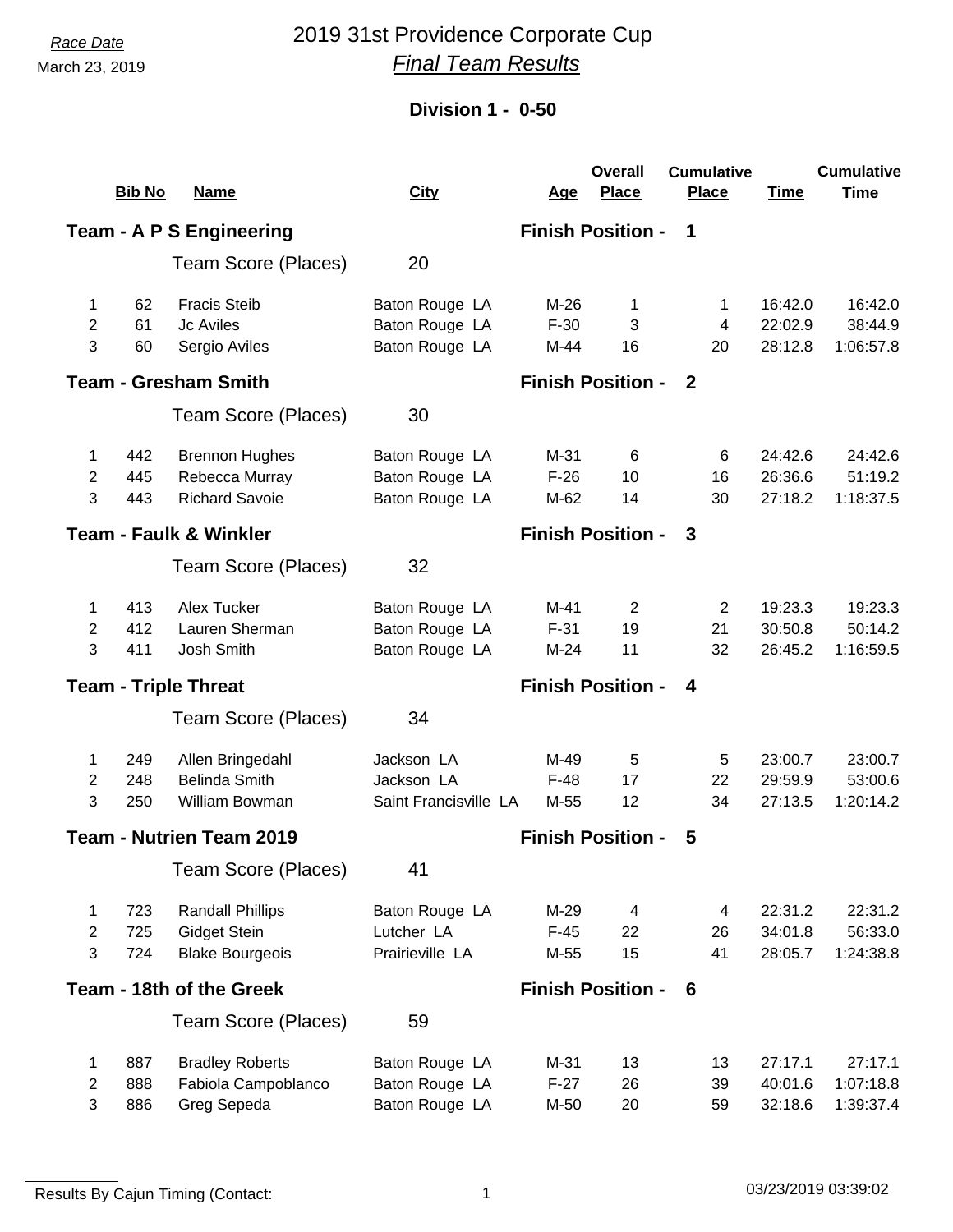*Race Date*

March 23, 2019

# 2019 31st Providence Corporate Cup

## *Final Team Results*

### Division 1 - 0-50

| | Bib No | Name | City | Age | Overall Place | Cumulative Place | Time | Cumulative Time |
|---|---|---|---|---|---|---|---|---|
| **Team - A P S Engineering** | | | | **Finish Position - 1** | | | | |
| | | Team Score (Places) | 20 | | | | | |
| 1 | 62 | Fracis Steib | Baton Rouge LA | M-26 | 1 | 1 | 16:42.0 | 16:42.0 |
| 2 | 61 | Jc Aviles | Baton Rouge LA | F-30 | 3 | 4 | 22:02.9 | 38:44.9 |
| 3 | 60 | Sergio Aviles | Baton Rouge LA | M-44 | 16 | 20 | 28:12.8 | 1:06:57.8 |
| **Team - Gresham Smith** | | | | **Finish Position - 2** | | | | |
| | | Team Score (Places) | 30 | | | | | |
| 1 | 442 | Brennon Hughes | Baton Rouge LA | M-31 | 6 | 6 | 24:42.6 | 24:42.6 |
| 2 | 445 | Rebecca Murray | Baton Rouge LA | F-26 | 10 | 16 | 26:36.6 | 51:19.2 |
| 3 | 443 | Richard Savoie | Baton Rouge LA | M-62 | 14 | 30 | 27:18.2 | 1:18:37.5 |
| **Team - Faulk & Winkler** | | | | **Finish Position - 3** | | | | |
| | | Team Score (Places) | 32 | | | | | |
| 1 | 413 | Alex Tucker | Baton Rouge LA | M-41 | 2 | 2 | 19:23.3 | 19:23.3 |
| 2 | 412 | Lauren Sherman | Baton Rouge LA | F-31 | 19 | 21 | 30:50.8 | 50:14.2 |
| 3 | 411 | Josh Smith | Baton Rouge LA | M-24 | 11 | 32 | 26:45.2 | 1:16:59.5 |
| **Team - Triple Threat** | | | | **Finish Position - 4** | | | | |
| | | Team Score (Places) | 34 | | | | | |
| 1 | 249 | Allen Bringedahl | Jackson LA | M-49 | 5 | 5 | 23:00.7 | 23:00.7 |
| 2 | 248 | Belinda Smith | Jackson LA | F-48 | 17 | 22 | 29:59.9 | 53:00.6 |
| 3 | 250 | William Bowman | Saint Francisville LA | M-55 | 12 | 34 | 27:13.5 | 1:20:14.2 |
| **Team - Nutrien Team 2019** | | | | **Finish Position - 5** | | | | |
| | | Team Score (Places) | 41 | | | | | |
| 1 | 723 | Randall Phillips | Baton Rouge LA | M-29 | 4 | 4 | 22:31.2 | 22:31.2 |
| 2 | 725 | Gidget Stein | Lutcher LA | F-45 | 22 | 26 | 34:01.8 | 56:33.0 |
| 3 | 724 | Blake Bourgeois | Prairieville LA | M-55 | 15 | 41 | 28:05.7 | 1:24:38.8 |
| **Team - 18th of the Greek** | | | | **Finish Position - 6** | | | | |
| | | Team Score (Places) | 59 | | | | | |
| 1 | 887 | Bradley Roberts | Baton Rouge LA | M-31 | 13 | 13 | 27:17.1 | 27:17.1 |
| 2 | 888 | Fabiola Campoblanco | Baton Rouge LA | F-27 | 26 | 39 | 40:01.6 | 1:07:18.8 |
| 3 | 886 | Greg Sepeda | Baton Rouge LA | M-50 | 20 | 59 | 32:18.6 | 1:39:37.4 |

Results By Cajun Timing (Contact:

03/23/2019 03:39:02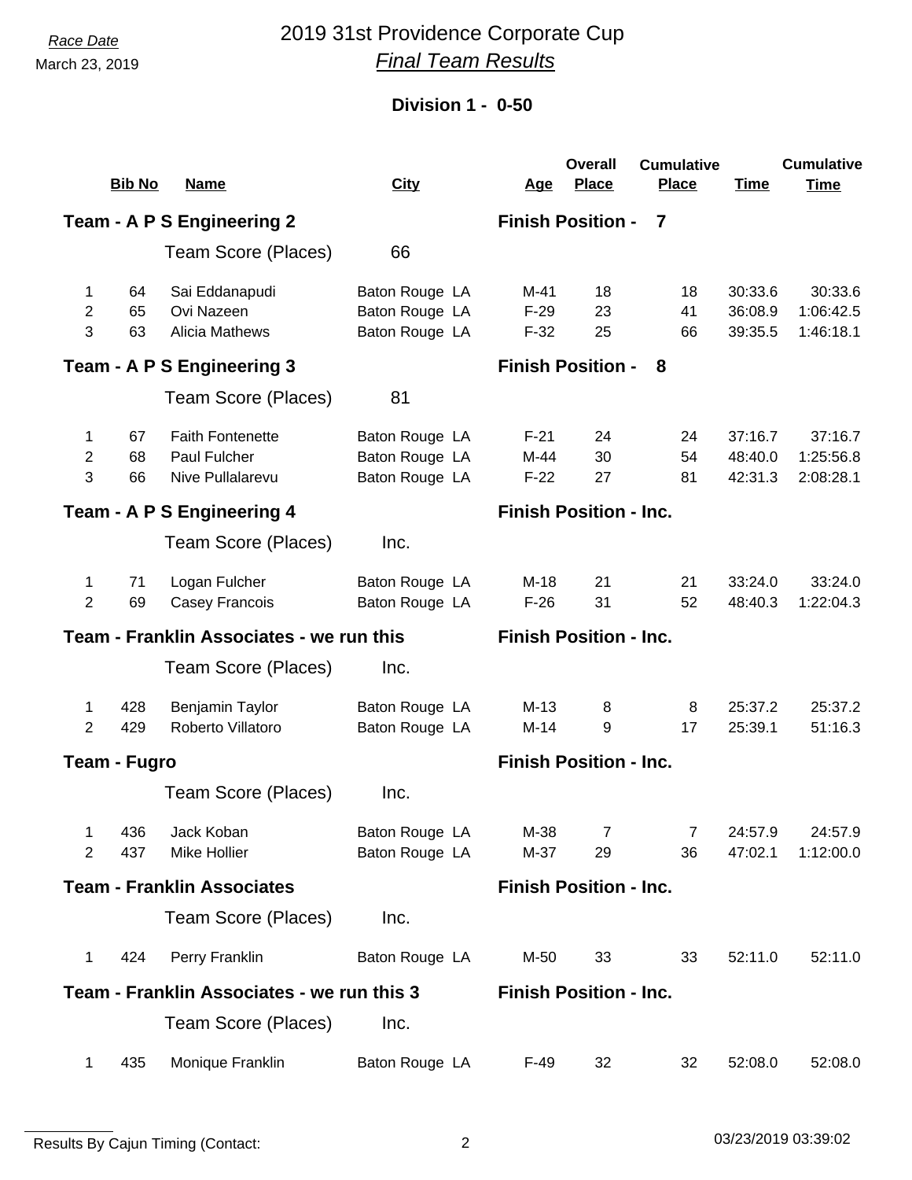*Race Date*
March 23, 2019

# 2019 31st Providence Corporate Cup
## *Final Team Results*

### Division 1 - 0-50

| | Bib No | Name | City | Age | Overall Place | Cumulative Place | Time | Cumulative Time |
|---|---|---|---|---|---|---|---|---|
| **Team - A P S Engineering 2** | | | | **Finish Position - 7** | | | | |
| | | Team Score (Places) | 66 | | | | | |
| 1 | 64 | Sai Eddanapudi | Baton Rouge LA | M-41 | 18 | 18 | 30:33.6 | 30:33.6 |
| 2 | 65 | Ovi Nazeen | Baton Rouge LA | F-29 | 23 | 41 | 36:08.9 | 1:06:42.5 |
| 3 | 63 | Alicia Mathews | Baton Rouge LA | F-32 | 25 | 66 | 39:35.5 | 1:46:18.1 |
| **Team - A P S Engineering 3** | | | | **Finish Position - 8** | | | | |
| | | Team Score (Places) | 81 | | | | | |
| 1 | 67 | Faith Fontenette | Baton Rouge LA | F-21 | 24 | 24 | 37:16.7 | 37:16.7 |
| 2 | 68 | Paul Fulcher | Baton Rouge LA | M-44 | 30 | 54 | 48:40.0 | 1:25:56.8 |
| 3 | 66 | Nive Pullalarevu | Baton Rouge LA | F-22 | 27 | 81 | 42:31.3 | 2:08:28.1 |
| **Team - A P S Engineering 4** | | | | **Finish Position - Inc.** | | | | |
| | | Team Score (Places) | Inc. | | | | | |
| 1 | 71 | Logan Fulcher | Baton Rouge LA | M-18 | 21 | 21 | 33:24.0 | 33:24.0 |
| 2 | 69 | Casey Francois | Baton Rouge LA | F-26 | 31 | 52 | 48:40.3 | 1:22:04.3 |
| **Team - Franklin Associates - we run this** | | | | **Finish Position - Inc.** | | | | |
| | | Team Score (Places) | Inc. | | | | | |
| 1 | 428 | Benjamin Taylor | Baton Rouge LA | M-13 | 8 | 8 | 25:37.2 | 25:37.2 |
| 2 | 429 | Roberto Villatoro | Baton Rouge LA | M-14 | 9 | 17 | 25:39.1 | 51:16.3 |
| **Team - Fugro** | | | | **Finish Position - Inc.** | | | | |
| | | Team Score (Places) | Inc. | | | | | |
| 1 | 436 | Jack Koban | Baton Rouge LA | M-38 | 7 | 7 | 24:57.9 | 24:57.9 |
| 2 | 437 | Mike Hollier | Baton Rouge LA | M-37 | 29 | 36 | 47:02.1 | 1:12:00.0 |
| **Team - Franklin Associates** | | | | **Finish Position - Inc.** | | | | |
| | | Team Score (Places) | Inc. | | | | | |
| 1 | 424 | Perry Franklin | Baton Rouge LA | M-50 | 33 | 33 | 52:11.0 | 52:11.0 |
| **Team - Franklin Associates - we run this 3** | | | | **Finish Position - Inc.** | | | | |
| | | Team Score (Places) | Inc. | | | | | |
| 1 | 435 | Monique Franklin | Baton Rouge LA | F-49 | 32 | 32 | 52:08.0 | 52:08.0 |

Results By Cajun Timing (Contact: 03/23/2019 03:39:02